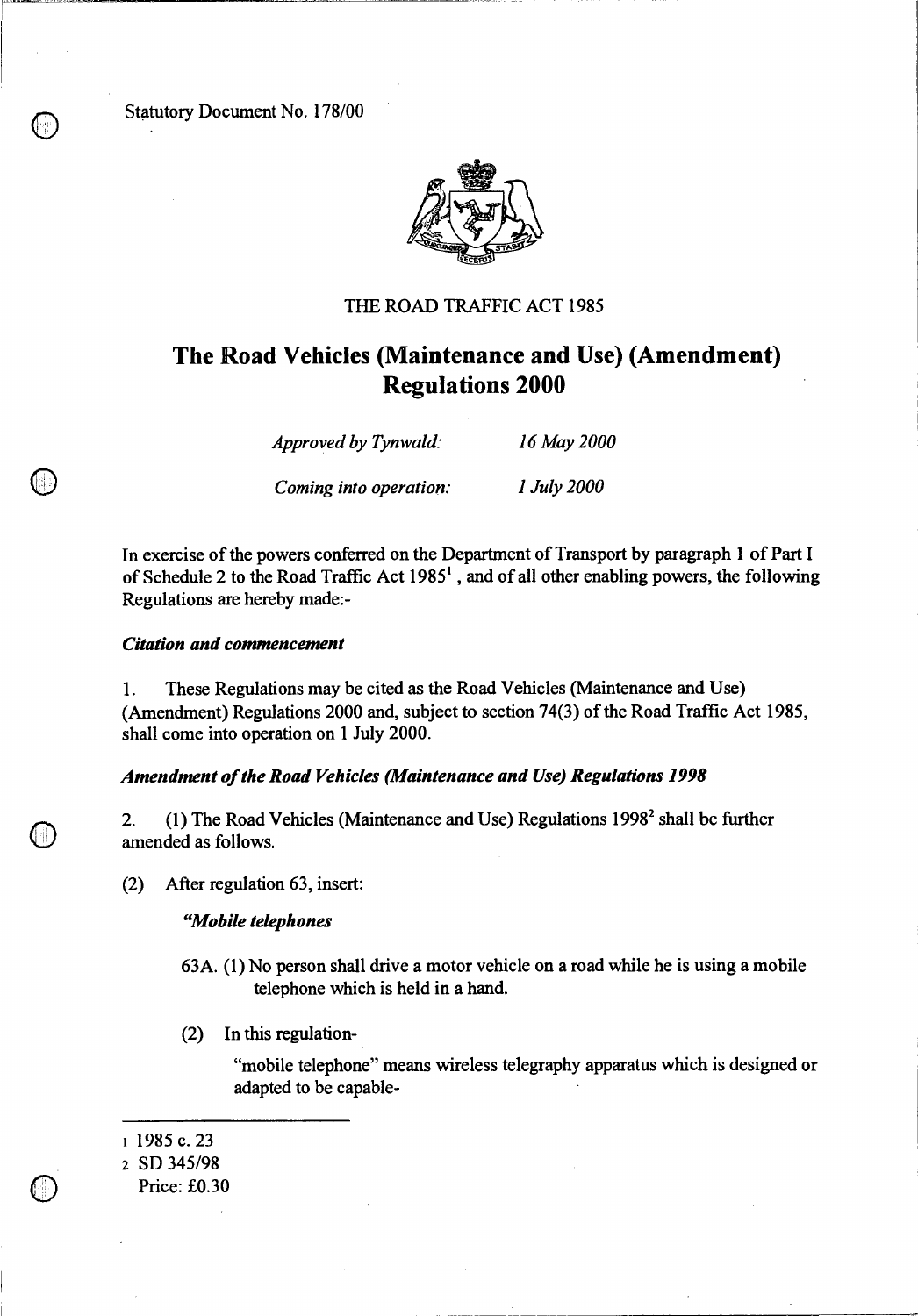Statutory Document No. 178/00

THE ROAD TRAFFIC ACT 1985

# The Road Vehicles (Maintenance and Use) (Amendment) Regulations 2000

| | |
|---|---|
| *Approved by Tynwald:* | *16 May 2000* |
| *Coming into operation:* | *1 July 2000* |

In exercise of the powers conferred on the Department of Transport by paragraph 1 of Part I of Schedule 2 to the Road Traffic Act 1985[1], and of all other enabling powers, the following Regulations are hereby made:-

***Citation and commencement***

1. These Regulations may be cited as the Road Vehicles (Maintenance and Use) (Amendment) Regulations 2000 and, subject to section 74(3) of the Road Traffic Act 1985, shall come into operation on 1 July 2000.

***Amendment of the Road Vehicles (Maintenance and Use) Regulations 1998***

2. (1) The Road Vehicles (Maintenance and Use) Regulations 1998[2] shall be further amended as follows.

(2) After regulation 63, insert:

***"Mobile telephones***

63A. (1) No person shall drive a motor vehicle on a road while he is using a mobile telephone which is held in a hand.

(2) In this regulation-

"mobile telephone" means wireless telegraphy apparatus which is designed or adapted to be capable-

---

1 1985 c. 23

2 SD 345/98

Price: £0.30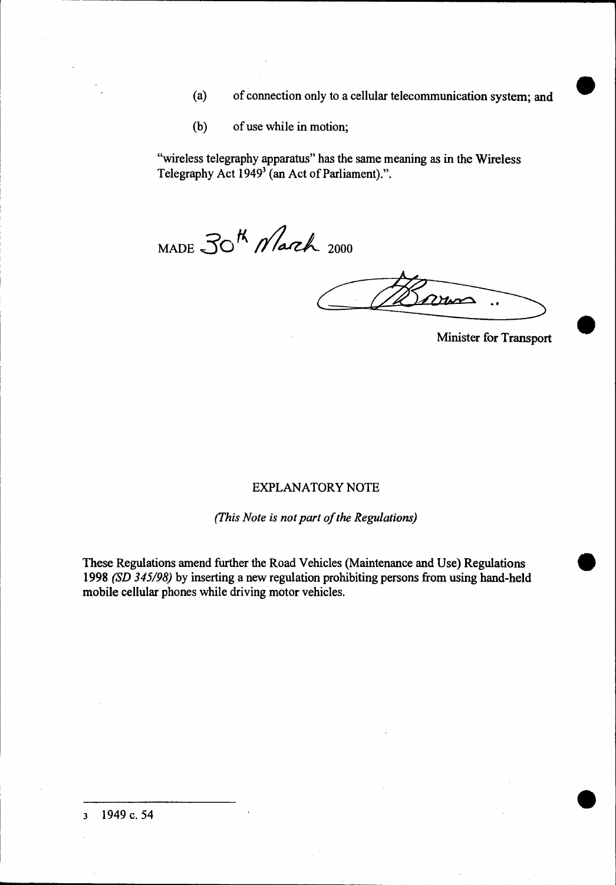(a) of connection only to a cellular telecommunication system; and

(b) of use while in motion;

"wireless telegraphy apparatus" has the same meaning as in the Wireless Telegraphy Act 1949[3] (an Act of Parliament).".

MADE 30th March 2000

Minister for Transport

## EXPLANATORY NOTE

*(This Note is not part of the Regulations)*

**These Regulations amend further the Road Vehicles (Maintenance and Use) Regulations 1998 *(SD 345/98)* by inserting a new regulation prohibiting persons from using hand-held mobile cellular phones while driving motor vehicles.**

---

3 1949 c. 54